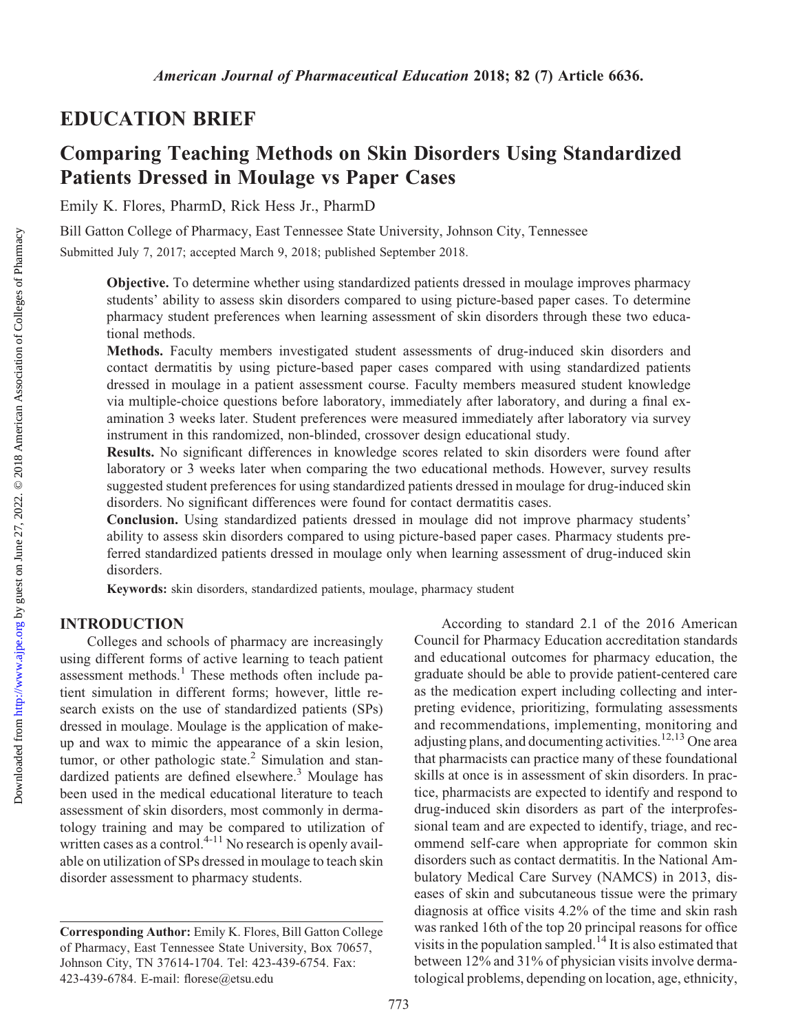## EDUCATION BRIEF

# Comparing Teaching Methods on Skin Disorders Using Standardized Patients Dressed in Moulage vs Paper Cases

Emily K. Flores, PharmD, Rick Hess Jr., PharmD

Bill Gatton College of Pharmacy, East Tennessee State University, Johnson City, Tennessee

Submitted July 7, 2017; accepted March 9, 2018; published September 2018.

**Objective.** To determine whether using standardized patients dressed in moulage improves pharmacy students' ability to assess skin disorders compared to using picture-based paper cases. To determine pharmacy student preferences when learning assessment of skin disorders through these two educational methods.

**Methods.** Faculty members investigated student assessments of drug-induced skin disorders and contact dermatitis by using picture-based paper cases compared with using standardized patients dressed in moulage in a patient assessment course. Faculty members measured student knowledge via multiple-choice questions before laboratory, immediately after laboratory, and during a final examination 3 weeks later. Student preferences were measured immediately after laboratory via survey instrument in this randomized, non-blinded, crossover design educational study.

**Results.** No significant differences in knowledge scores related to skin disorders were found after laboratory or 3 weeks later when comparing the two educational methods. However, survey results suggested student preferences for using standardized patients dressed in moulage for drug-induced skin disorders. No significant differences were found for contact dermatitis cases.

**Conclusion.** Using standardized patients dressed in moulage did not improve pharmacy students' ability to assess skin disorders compared to using picture-based paper cases. Pharmacy students preferred standardized patients dressed in moulage only when learning assessment of drug-induced skin disorders.

**Keywords:** skin disorders, standardized patients, moulage, pharmacy student

## INTRODUCTION

Colleges and schools of pharmacy are increasingly using different forms of active learning to teach patient assessment methods.[1] These methods often include patient simulation in different forms; however, little research exists on the use of standardized patients (SPs) dressed in moulage. Moulage is the application of make-up and wax to mimic the appearance of a skin lesion, tumor, or other pathologic state.[2] Simulation and standardized patients are defined elsewhere.[3] Moulage has been used in the medical educational literature to teach assessment of skin disorders, most commonly in dermatology training and may be compared to utilization of written cases as a control.[4-11] No research is openly available on utilization of SPs dressed in moulage to teach skin disorder assessment to pharmacy students.

According to standard 2.1 of the 2016 American Council for Pharmacy Education accreditation standards and educational outcomes for pharmacy education, the graduate should be able to provide patient-centered care as the medication expert including collecting and interpreting evidence, prioritizing, formulating assessments and recommendations, implementing, monitoring and adjusting plans, and documenting activities.[12,13] One area that pharmacists can practice many of these foundational skills at once is in assessment of skin disorders. In practice, pharmacists are expected to identify and respond to drug-induced skin disorders as part of the interprofessional team and are expected to identify, triage, and recommend self-care when appropriate for common skin disorders such as contact dermatitis. In the National Ambulatory Medical Care Survey (NAMCS) in 2013, diseases of skin and subcutaneous tissue were the primary diagnosis at office visits 4.2% of the time and skin rash was ranked 16th of the top 20 principal reasons for office visits in the population sampled.[14] It is also estimated that between 12% and 31% of physician visits involve dermatological problems, depending on location, age, ethnicity,

**Corresponding Author:** Emily K. Flores, Bill Gatton College of Pharmacy, East Tennessee State University, Box 70657, Johnson City, TN 37614-1704. Tel: 423-439-6754. Fax: 423-439-6784. E-mail: florese@etsu.edu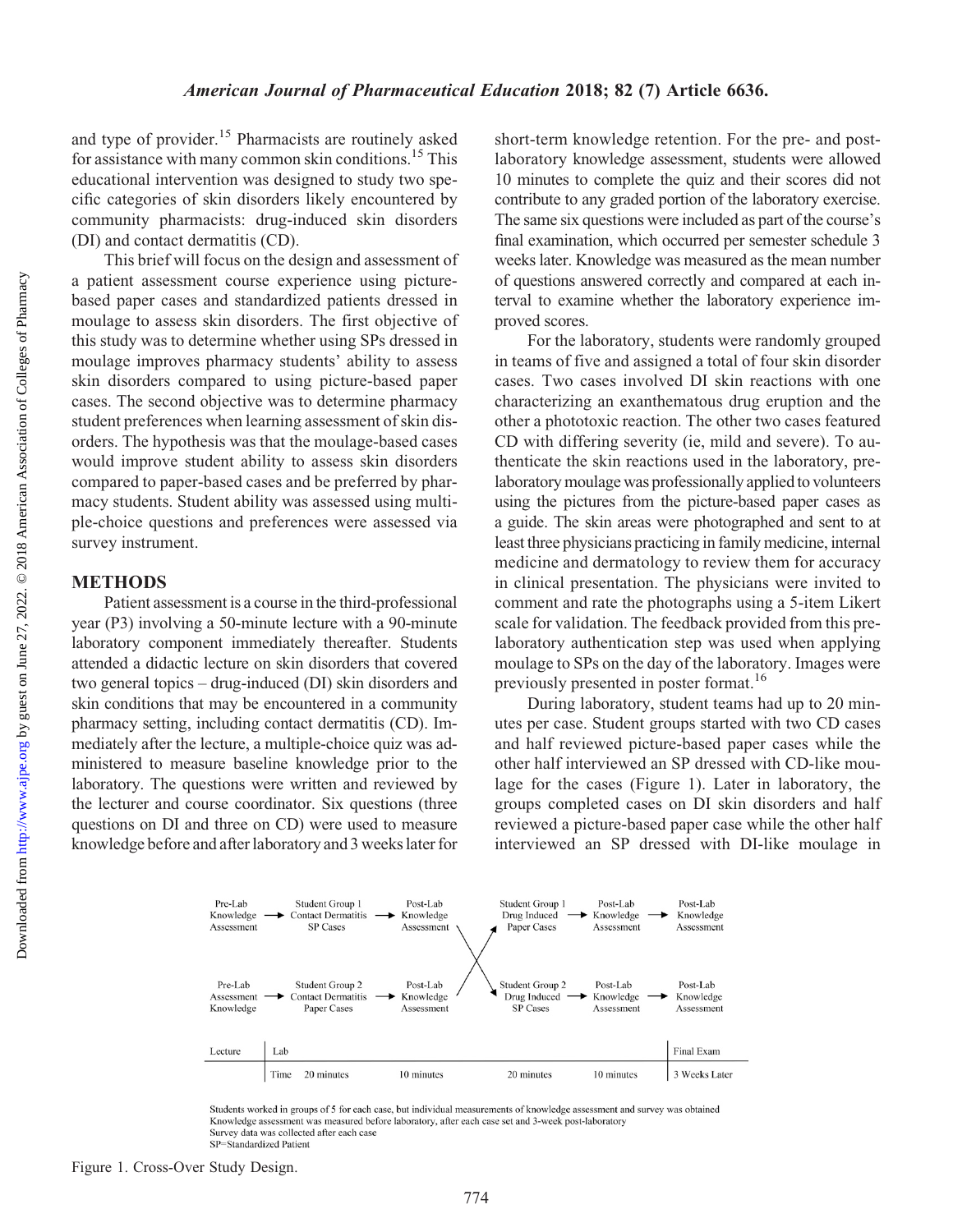and type of provider.[15] Pharmacists are routinely asked for assistance with many common skin conditions.[15] This educational intervention was designed to study two specific categories of skin disorders likely encountered by community pharmacists: drug-induced skin disorders (DI) and contact dermatitis (CD).

This brief will focus on the design and assessment of a patient assessment course experience using picture-based paper cases and standardized patients dressed in moulage to assess skin disorders. The first objective of this study was to determine whether using SPs dressed in moulage improves pharmacy students' ability to assess skin disorders compared to using picture-based paper cases. The second objective was to determine pharmacy student preferences when learning assessment of skin disorders. The hypothesis was that the moulage-based cases would improve student ability to assess skin disorders compared to paper-based cases and be preferred by pharmacy students. Student ability was assessed using multiple-choice questions and preferences were assessed via survey instrument.

## METHODS

Patient assessment is a course in the third-professional year (P3) involving a 50-minute lecture with a 90-minute laboratory component immediately thereafter. Students attended a didactic lecture on skin disorders that covered two general topics – drug-induced (DI) skin disorders and skin conditions that may be encountered in a community pharmacy setting, including contact dermatitis (CD). Immediately after the lecture, a multiple-choice quiz was administered to measure baseline knowledge prior to the laboratory. The questions were written and reviewed by the lecturer and course coordinator. Six questions (three questions on DI and three on CD) were used to measure knowledge before and after laboratory and 3 weeks later for short-term knowledge retention. For the pre- and post-laboratory knowledge assessment, students were allowed 10 minutes to complete the quiz and their scores did not contribute to any graded portion of the laboratory exercise. The same six questions were included as part of the course's final examination, which occurred per semester schedule 3 weeks later. Knowledge was measured as the mean number of questions answered correctly and compared at each interval to examine whether the laboratory experience improved scores.

For the laboratory, students were randomly grouped in teams of five and assigned a total of four skin disorder cases. Two cases involved DI skin reactions with one characterizing an exanthematous drug eruption and the other a phototoxic reaction. The other two cases featured CD with differing severity (ie, mild and severe). To authenticate the skin reactions used in the laboratory, pre-laboratory moulage was professionally applied to volunteers using the pictures from the picture-based paper cases as a guide. The skin areas were photographed and sent to at least three physicians practicing in family medicine, internal medicine and dermatology to review them for accuracy in clinical presentation. The physicians were invited to comment and rate the photographs using a 5-item Likert scale for validation. The feedback provided from this pre-laboratory authentication step was used when applying moulage to SPs on the day of the laboratory. Images were previously presented in poster format.[16]

During laboratory, student teams had up to 20 minutes per case. Student groups started with two CD cases and half reviewed picture-based paper cases while the other half interviewed an SP dressed with CD-like moulage for the cases (Figure 1). Later in laboratory, the groups completed cases on DI skin disorders and half reviewed a picture-based paper case while the other half interviewed an SP dressed with DI-like moulage in

| Lecture | Lab | | | | | Final Exam |
|---|---|---|---|---|---|---|
| Pre-Lab Knowledge Assessment | Student Group 1 Contact Dermatitis SP Cases | Post-Lab Knowledge Assessment | Student Group 1 Drug Induced Paper Cases | Post-Lab Knowledge Assessment | | Post-Lab Knowledge Assessment |
| Pre-Lab Assessment Knowledge | Student Group 2 Contact Dermatitis Paper Cases | Post-Lab Knowledge Assessment | Student Group 2 Drug Induced SP Cases | Post-Lab Knowledge Assessment | | Post-Lab Knowledge Assessment |
| | Time 20 minutes | 10 minutes | 20 minutes | 10 minutes | | 3 Weeks Later |

Students worked in groups of 5 for each case, but individual measurements of knowledge assessment and survey was obtained
Knowledge assessment was measured before laboratory, after each case set and 3-week post-laboratory
Survey data was collected after each case
SP=Standardized Patient

Figure 1. Cross-Over Study Design.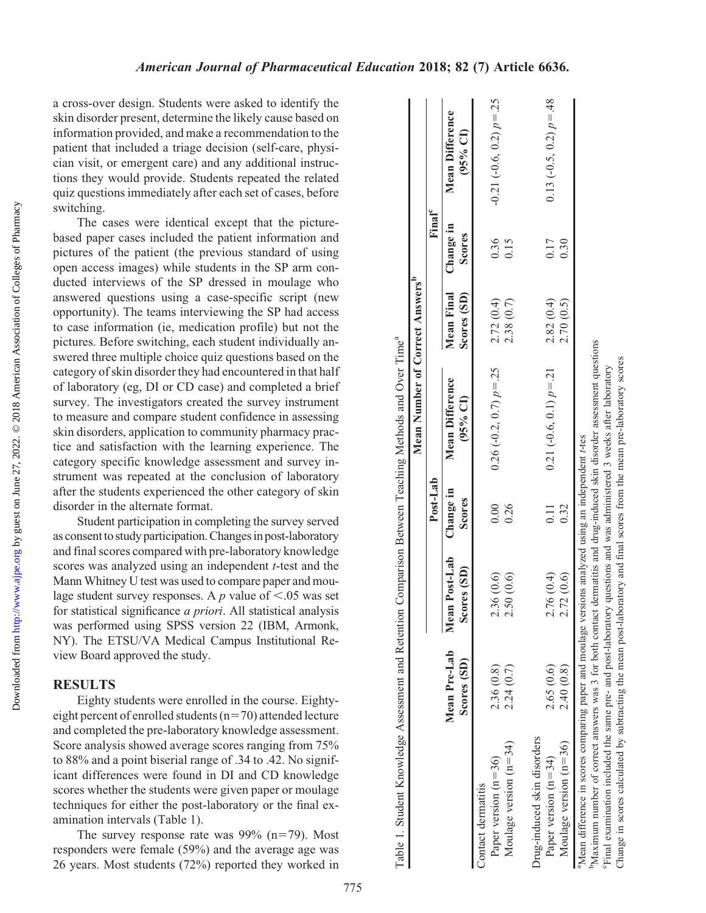a cross-over design. Students were asked to identify the skin disorder present, determine the likely cause based on information provided, and make a recommendation to the patient that included a triage decision (self-care, physician visit, or emergent care) and any additional instructions they would provide. Students repeated the related quiz questions immediately after each set of cases, before switching.

The cases were identical except that the picture-based paper cases included the patient information and pictures of the patient (the previous standard of using open access images) while students in the SP arm conducted interviews of the SP dressed in moulage who answered questions using a case-specific script (new opportunity). The teams interviewing the SP had access to case information (ie, medication profile) but not the pictures. Before switching, each student individually answered three multiple choice quiz questions based on the category of skin disorder they had encountered in that half of laboratory (eg, DI or CD case) and completed a brief survey. The investigators created the survey instrument to measure and compare student confidence in assessing skin disorders, application to community pharmacy practice and satisfaction with the learning experience. The category specific knowledge assessment and survey instrument was repeated at the conclusion of laboratory after the students experienced the other category of skin disorder in the alternate format.

Student participation in completing the survey served as consent to study participation. Changes in post-laboratory and final scores compared with pre-laboratory knowledge scores was analyzed using an independent *t*-test and the Mann Whitney U test was used to compare paper and moulage student survey responses. A $p$ value of $<.05$ was set for statistical significance *a priori*. All statistical analysis was performed using SPSS version 22 (IBM, Armonk, NY). The ETSU/VA Medical Campus Institutional Review Board approved the study.

## RESULTS

Eighty students were enrolled in the course. Eighty-eight percent of enrolled students (n=70) attended lecture and completed the pre-laboratory knowledge assessment. Score analysis showed average scores ranging from 75% to 88% and a point biserial range of .34 to .42. No significant differences were found in DI and CD knowledge scores whether the students were given paper or moulage techniques for either the post-laboratory or the final examination intervals (Table 1).

The survey response rate was 99% (n=79). Most responders were female (59%) and the average age was 26 years. Most students (72%) reported they worked in

Table 1. Student Knowledge Assessment and Retention Comparison Between Teaching Methods and Over Time[a]

| | Mean Number of Correct Answers[b] | | | | | |
|---|---|---|---|---|---|---|
| | | Post-Lab | | | Final[c] | |
| | Mean Pre-Lab Scores (SD) | Mean Post-Lab Scores (SD) | Change in Scores | Mean Difference (95% CI) | Mean Final Scores (SD) | Change in Scores | Mean Difference (95% CI) |
| Contact dermatitis | | | | | | | |
| Paper version (n=36) | 2.36 (0.8) | 2.36 (0.6) | 0.00 | 0.26 (-0.2, 0.7) $p=.25$ | 2.72 (0.4) | 0.36 | -0.21 (-0.6, 0.2) $p=.25$ |
| Moulage version (n=34) | 2.24 (0.7) | 2.50 (0.6) | 0.26 | | 2.38 (0.7) | 0.15 | |
| Drug-induced skin disorders | | | | | | | |
| Paper version (n=34) | 2.65 (0.6) | 2.76 (0.4) | 0.11 | 0.21 (-0.6, 0.1) $p=.21$ | 2.82 (0.4) | 0.17 | 0.13 (-0.5, 0.2) $p=.48$ |
| Moulage version (n=36) | 2.40 (0.8) | 2.72 (0.6) | 0.32 | | 2.70 (0.5) | 0.30 | |

[a]Mean difference in scores comparing paper and moulage versions analyzed using an independent *t*-tes

[b]Maximum number of correct answers was 3 for both contact dermatitis and drug-induced skin disorder assessment questions

[c]Final examination included the same pre- and post-laboratory questions and was administered 3 weeks after laboratory

Change in scores calculated by subtracting the mean post-laboratory and final scores from the mean pre-laboratory scores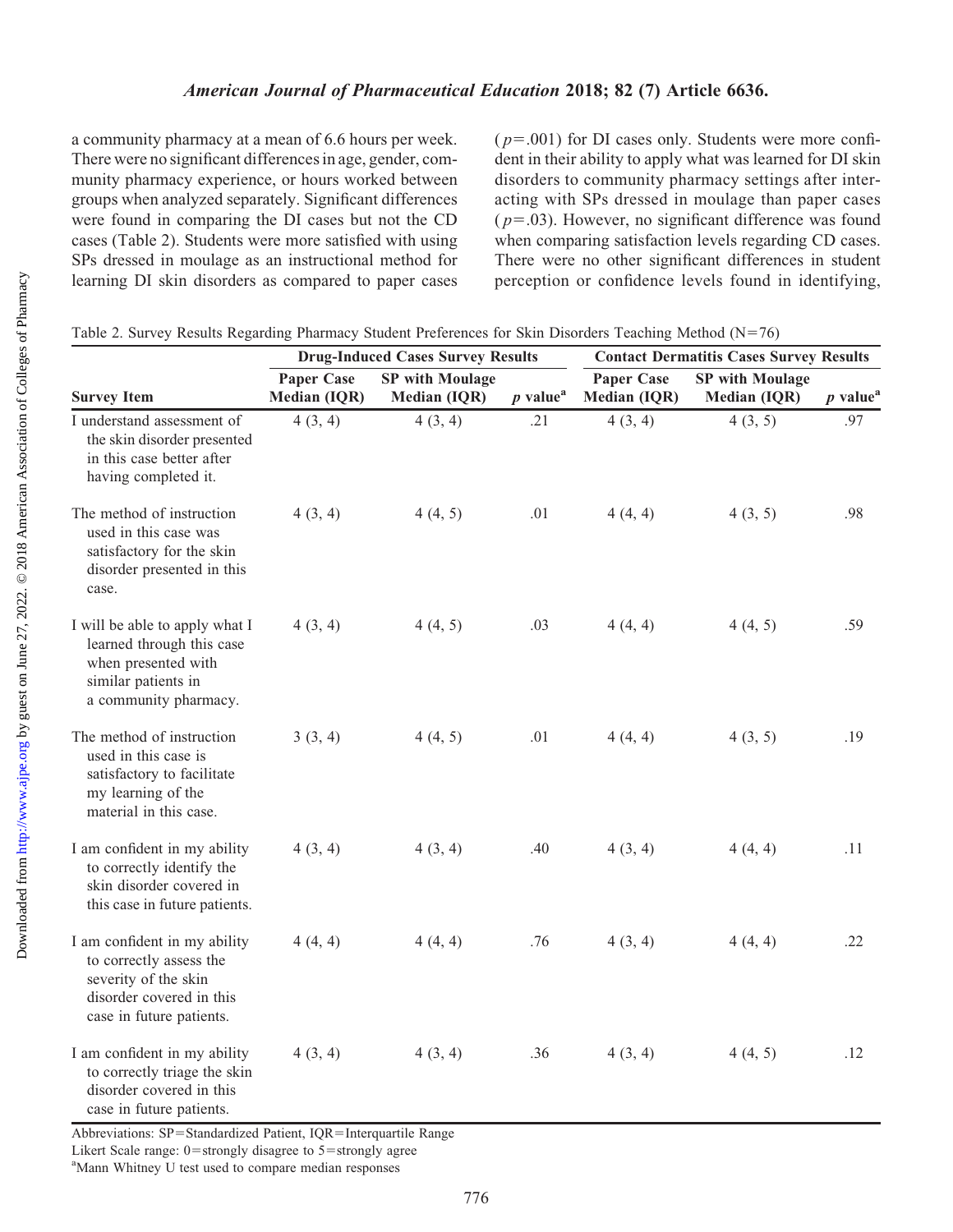a community pharmacy at a mean of 6.6 hours per week. There were no significant differences in age, gender, community pharmacy experience, or hours worked between groups when analyzed separately. Significant differences were found in comparing the DI cases but not the CD cases (Table 2). Students were more satisfied with using SPs dressed in moulage as an instructional method for learning DI skin disorders as compared to paper cases ($p$=.001) for DI cases only. Students were more confident in their ability to apply what was learned for DI skin disorders to community pharmacy settings after interacting with SPs dressed in moulage than paper cases ($p$=.03). However, no significant difference was found when comparing satisfaction levels regarding CD cases. There were no other significant differences in student perception or confidence levels found in identifying,

Table 2. Survey Results Regarding Pharmacy Student Preferences for Skin Disorders Teaching Method (N=76)

| | Drug-Induced Cases Survey Results | | | Contact Dermatitis Cases Survey Results | | |
|---|---|---|---|---|---|---|
| Survey Item | Paper Case Median (IQR) | SP with Moulage Median (IQR) | $p$ value[a] | Paper Case Median (IQR) | SP with Moulage Median (IQR) | $p$ value[a] |
| I understand assessment of the skin disorder presented in this case better after having completed it. | 4 (3, 4) | 4 (3, 4) | .21 | 4 (3, 4) | 4 (3, 5) | .97 |
| The method of instruction used in this case was satisfactory for the skin disorder presented in this case. | 4 (3, 4) | 4 (4, 5) | .01 | 4 (4, 4) | 4 (3, 5) | .98 |
| I will be able to apply what I learned through this case when presented with similar patients in a community pharmacy. | 4 (3, 4) | 4 (4, 5) | .03 | 4 (4, 4) | 4 (4, 5) | .59 |
| The method of instruction used in this case is satisfactory to facilitate my learning of the material in this case. | 3 (3, 4) | 4 (4, 5) | .01 | 4 (4, 4) | 4 (3, 5) | .19 |
| I am confident in my ability to correctly identify the skin disorder covered in this case in future patients. | 4 (3, 4) | 4 (3, 4) | .40 | 4 (3, 4) | 4 (4, 4) | .11 |
| I am confident in my ability to correctly assess the severity of the skin disorder covered in this case in future patients. | 4 (4, 4) | 4 (4, 4) | .76 | 4 (3, 4) | 4 (4, 4) | .22 |
| I am confident in my ability to correctly triage the skin disorder covered in this case in future patients. | 4 (3, 4) | 4 (3, 4) | .36 | 4 (3, 4) | 4 (4, 5) | .12 |

Abbreviations: SP=Standardized Patient, IQR=Interquartile Range

Likert Scale range: 0=strongly disagree to 5=strongly agree

[a]Mann Whitney U test used to compare median responses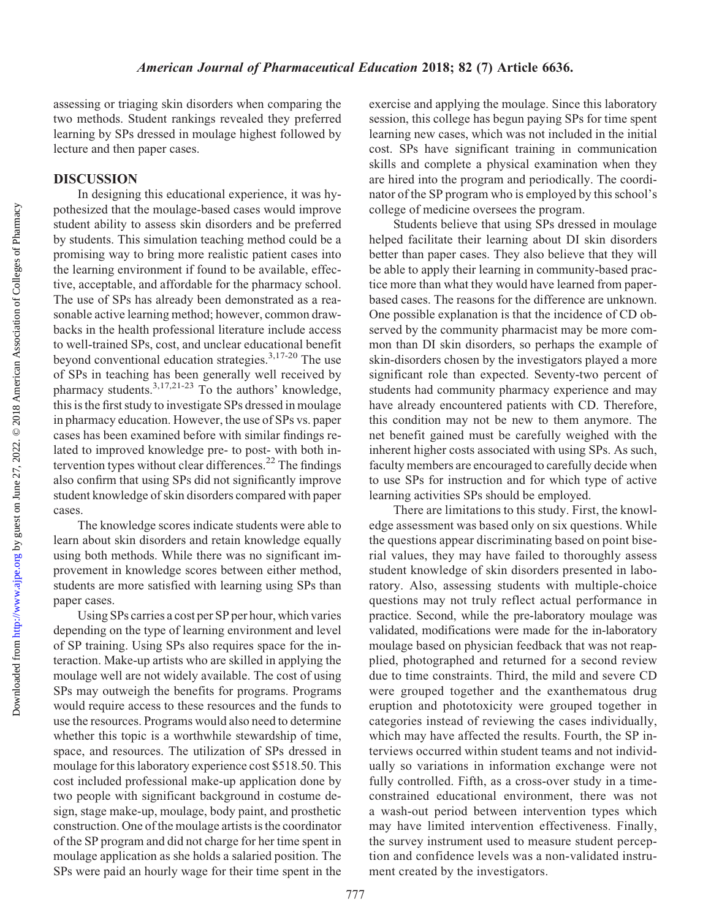assessing or triaging skin disorders when comparing the two methods. Student rankings revealed they preferred learning by SPs dressed in moulage highest followed by lecture and then paper cases.

## DISCUSSION

In designing this educational experience, it was hypothesized that the moulage-based cases would improve student ability to assess skin disorders and be preferred by students. This simulation teaching method could be a promising way to bring more realistic patient cases into the learning environment if found to be available, effective, acceptable, and affordable for the pharmacy school. The use of SPs has already been demonstrated as a reasonable active learning method; however, common drawbacks in the health professional literature include access to well-trained SPs, cost, and unclear educational benefit beyond conventional education strategies.[3,17-20] The use of SPs in teaching has been generally well received by pharmacy students.[3,17,21-23] To the authors' knowledge, this is the first study to investigate SPs dressed in moulage in pharmacy education. However, the use of SPs vs. paper cases has been examined before with similar findings related to improved knowledge pre- to post- with both intervention types without clear differences.[22] The findings also confirm that using SPs did not significantly improve student knowledge of skin disorders compared with paper cases.

The knowledge scores indicate students were able to learn about skin disorders and retain knowledge equally using both methods. While there was no significant improvement in knowledge scores between either method, students are more satisfied with learning using SPs than paper cases.

Using SPs carries a cost per SP per hour, which varies depending on the type of learning environment and level of SP training. Using SPs also requires space for the interaction. Make-up artists who are skilled in applying the moulage well are not widely available. The cost of using SPs may outweigh the benefits for programs. Programs would require access to these resources and the funds to use the resources. Programs would also need to determine whether this topic is a worthwhile stewardship of time, space, and resources. The utilization of SPs dressed in moulage for this laboratory experience cost $518.50. This cost included professional make-up application done by two people with significant background in costume design, stage make-up, moulage, body paint, and prosthetic construction. One of the moulage artists is the coordinator of the SP program and did not charge for her time spent in moulage application as she holds a salaried position. The SPs were paid an hourly wage for their time spent in the exercise and applying the moulage. Since this laboratory session, this college has begun paying SPs for time spent learning new cases, which was not included in the initial cost. SPs have significant training in communication skills and complete a physical examination when they are hired into the program and periodically. The coordinator of the SP program who is employed by this school's college of medicine oversees the program.

Students believe that using SPs dressed in moulage helped facilitate their learning about DI skin disorders better than paper cases. They also believe that they will be able to apply their learning in community-based practice more than what they would have learned from paper-based cases. The reasons for the difference are unknown. One possible explanation is that the incidence of CD observed by the community pharmacist may be more common than DI skin disorders, so perhaps the example of skin-disorders chosen by the investigators played a more significant role than expected. Seventy-two percent of students had community pharmacy experience and may have already encountered patients with CD. Therefore, this condition may not be new to them anymore. The net benefit gained must be carefully weighed with the inherent higher costs associated with using SPs. As such, faculty members are encouraged to carefully decide when to use SPs for instruction and for which type of active learning activities SPs should be employed.

There are limitations to this study. First, the knowledge assessment was based only on six questions. While the questions appear discriminating based on point biserial values, they may have failed to thoroughly assess student knowledge of skin disorders presented in laboratory. Also, assessing students with multiple-choice questions may not truly reflect actual performance in practice. Second, while the pre-laboratory moulage was validated, modifications were made for the in-laboratory moulage based on physician feedback that was not reapplied, photographed and returned for a second review due to time constraints. Third, the mild and severe CD were grouped together and the exanthematous drug eruption and phototoxicity were grouped together in categories instead of reviewing the cases individually, which may have affected the results. Fourth, the SP interviews occurred within student teams and not individually so variations in information exchange were not fully controlled. Fifth, as a cross-over study in a time-constrained educational environment, there was not a wash-out period between intervention types which may have limited intervention effectiveness. Finally, the survey instrument used to measure student perception and confidence levels was a non-validated instrument created by the investigators.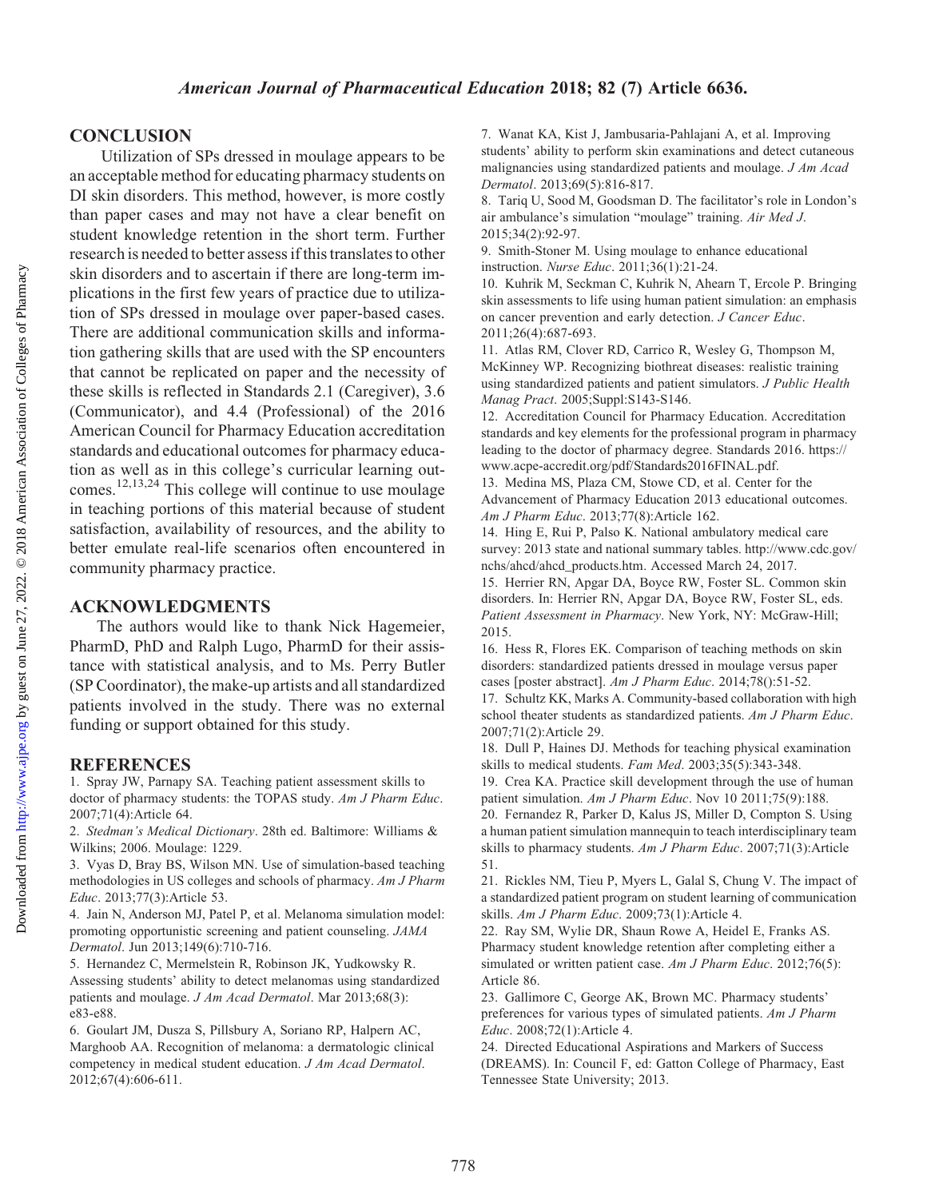## CONCLUSION

Utilization of SPs dressed in moulage appears to be an acceptable method for educating pharmacy students on DI skin disorders. This method, however, is more costly than paper cases and may not have a clear benefit on student knowledge retention in the short term. Further research is needed to better assess if this translates to other skin disorders and to ascertain if there are long-term implications in the first few years of practice due to utilization of SPs dressed in moulage over paper-based cases. There are additional communication skills and information gathering skills that are used with the SP encounters that cannot be replicated on paper and the necessity of these skills is reflected in Standards 2.1 (Caregiver), 3.6 (Communicator), and 4.4 (Professional) of the 2016 American Council for Pharmacy Education accreditation standards and educational outcomes for pharmacy education as well as in this college's curricular learning outcomes.[12,13,24] This college will continue to use moulage in teaching portions of this material because of student satisfaction, availability of resources, and the ability to better emulate real-life scenarios often encountered in community pharmacy practice.

## ACKNOWLEDGMENTS

The authors would like to thank Nick Hagemeier, PharmD, PhD and Ralph Lugo, PharmD for their assistance with statistical analysis, and to Ms. Perry Butler (SP Coordinator), the make-up artists and all standardized patients involved in the study. There was no external funding or support obtained for this study.

## REFERENCES

1. Spray JW, Parnapy SA. Teaching patient assessment skills to doctor of pharmacy students: the TOPAS study. *Am J Pharm Educ*. 2007;71(4):Article 64.
2. *Stedman's Medical Dictionary*. 28th ed. Baltimore: Williams & Wilkins; 2006. Moulage: 1229.
3. Vyas D, Bray BS, Wilson MN. Use of simulation-based teaching methodologies in US colleges and schools of pharmacy. *Am J Pharm Educ*. 2013;77(3):Article 53.
4. Jain N, Anderson MJ, Patel P, et al. Melanoma simulation model: promoting opportunistic screening and patient counseling. *JAMA Dermatol*. Jun 2013;149(6):710-716.
5. Hernandez C, Mermelstein R, Robinson JK, Yudkowsky R. Assessing students' ability to detect melanomas using standardized patients and moulage. *J Am Acad Dermatol*. Mar 2013;68(3): e83-e88.
6. Goulart JM, Dusza S, Pillsbury A, Soriano RP, Halpern AC, Marghoob AA. Recognition of melanoma: a dermatologic clinical competency in medical student education. *J Am Acad Dermatol*. 2012;67(4):606-611.
7. Wanat KA, Kist J, Jambusaria-Pahlajani A, et al. Improving students' ability to perform skin examinations and detect cutaneous malignancies using standardized patients and moulage. *J Am Acad Dermatol*. 2013;69(5):816-817.
8. Tariq U, Sood M, Goodsman D. The facilitator's role in London's air ambulance's simulation "moulage" training. *Air Med J*. 2015;34(2):92-97.
9. Smith-Stoner M. Using moulage to enhance educational instruction. *Nurse Educ*. 2011;36(1):21-24.
10. Kuhrik M, Seckman C, Kuhrik N, Ahearn T, Ercole P. Bringing skin assessments to life using human patient simulation: an emphasis on cancer prevention and early detection. *J Cancer Educ*. 2011;26(4):687-693.
11. Atlas RM, Clover RD, Carrico R, Wesley G, Thompson M, McKinney WP. Recognizing biothreat diseases: realistic training using standardized patients and patient simulators. *J Public Health Manag Pract*. 2005;Suppl:S143-S146.
12. Accreditation Council for Pharmacy Education. Accreditation standards and key elements for the professional program in pharmacy leading to the doctor of pharmacy degree. Standards 2016. https://www.acpe-accredit.org/pdf/Standards2016FINAL.pdf.
13. Medina MS, Plaza CM, Stowe CD, et al. Center for the Advancement of Pharmacy Education 2013 educational outcomes. *Am J Pharm Educ*. 2013;77(8):Article 162.
14. Hing E, Rui P, Palso K. National ambulatory medical care survey: 2013 state and national summary tables. http://www.cdc.gov/nchs/ahcd/ahcd_products.htm. Accessed March 24, 2017.
15. Herrier RN, Apgar DA, Boyce RW, Foster SL. Common skin disorders. In: Herrier RN, Apgar DA, Boyce RW, Foster SL, eds. *Patient Assessment in Pharmacy*. New York, NY: McGraw-Hill; 2015.
16. Hess R, Flores EK. Comparison of teaching methods on skin disorders: standardized patients dressed in moulage versus paper cases [poster abstract]. *Am J Pharm Educ*. 2014;78():51-52.
17. Schultz KK, Marks A. Community-based collaboration with high school theater students as standardized patients. *Am J Pharm Educ*. 2007;71(2):Article 29.
18. Dull P, Haines DJ. Methods for teaching physical examination skills to medical students. *Fam Med*. 2003;35(5):343-348.
19. Crea KA. Practice skill development through the use of human patient simulation. *Am J Pharm Educ*. Nov 10 2011;75(9):188.
20. Fernandez R, Parker D, Kalus JS, Miller D, Compton S. Using a human patient simulation mannequin to teach interdisciplinary team skills to pharmacy students. *Am J Pharm Educ*. 2007;71(3):Article 51.
21. Rickles NM, Tieu P, Myers L, Galal S, Chung V. The impact of a standardized patient program on student learning of communication skills. *Am J Pharm Educ*. 2009;73(1):Article 4.
22. Ray SM, Wylie DR, Shaun Rowe A, Heidel E, Franks AS. Pharmacy student knowledge retention after completing either a simulated or written patient case. *Am J Pharm Educ*. 2012;76(5): Article 86.
23. Gallimore C, George AK, Brown MC. Pharmacy students' preferences for various types of simulated patients. *Am J Pharm Educ*. 2008;72(1):Article 4.
24. Directed Educational Aspirations and Markers of Success (DREAMS). In: Council F, ed: Gatton College of Pharmacy, East Tennessee State University; 2013.